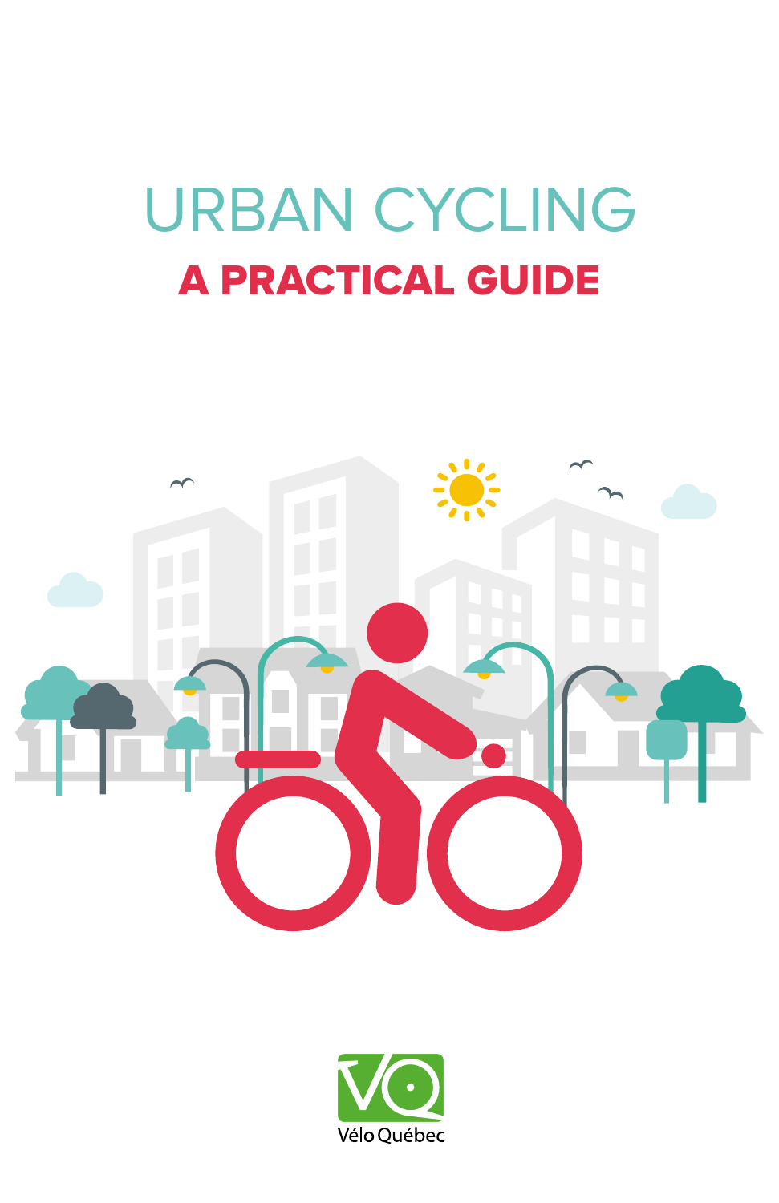# URBAN CYCLING

## A PRACTICAL GUIDE

Vélo Québec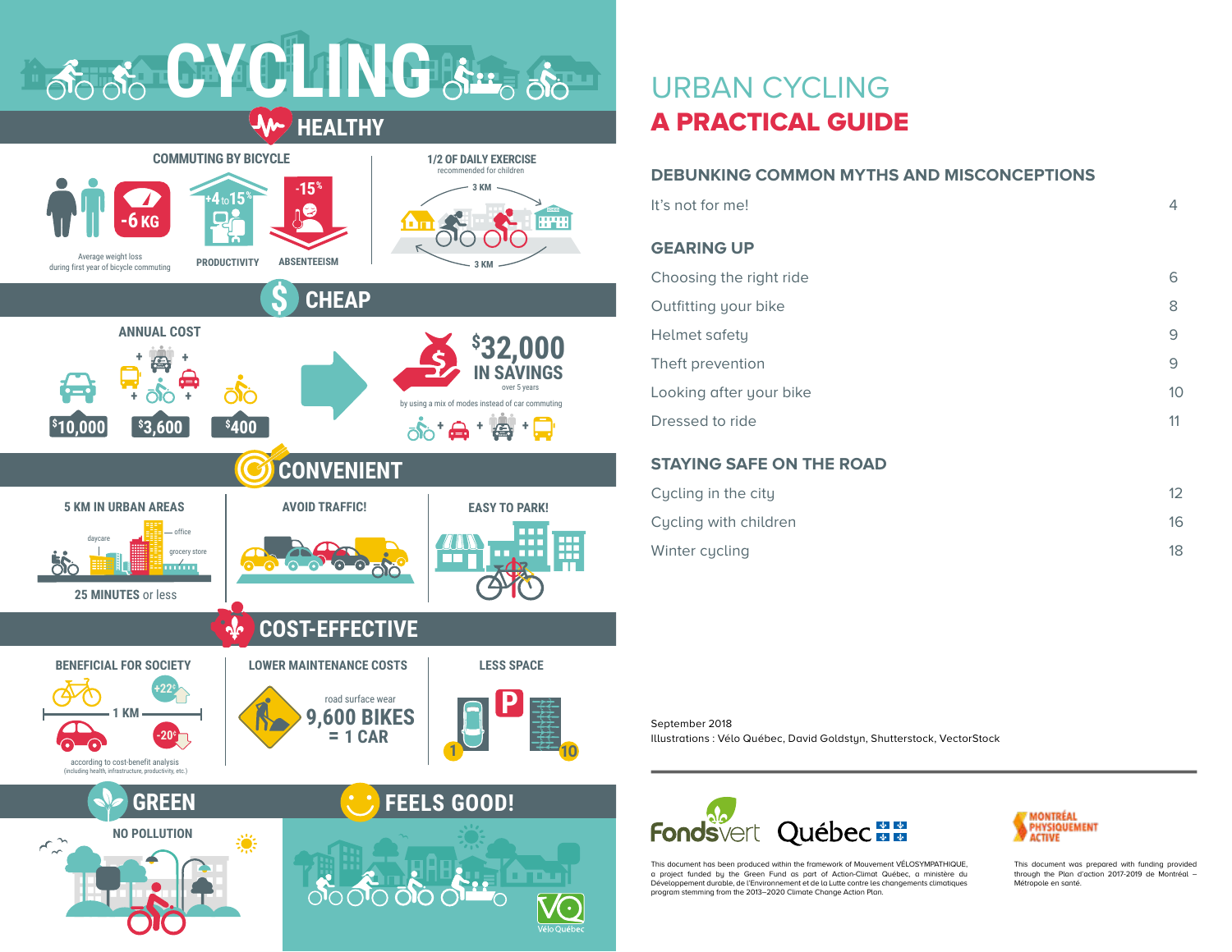# CYCLING

## HEALTHY

**COMMUTING BY BICYCLE**

-6 KG

Average weight loss during first year of bicycle commuting

+4 to 15%

PRODUCTIVITY

-15%

ABSENTEEISM

**1/2 OF DAILY EXERCISE**

recommended for children

3 KM

3 KM

## CHEAP

**ANNUAL COST**

$10,000

$3,600

$400

**$32,000 IN SAVINGS**

over 5 years

by using a mix of modes instead of car commuting

## CONVENIENT

**5 KM IN URBAN AREAS**

daycare

office

grocery store

**25 MINUTES** or less

**AVOID TRAFFIC!**

**EASY TO PARK!**

## COST-EFFECTIVE

**BENEFICIAL FOR SOCIETY**

+22¢

1 KM

-20¢

according to cost-benefit analysis (including health, infrastructure, productivity, etc.)

**LOWER MAINTENANCE COSTS**

road surface wear

**9,600 BIKES = 1 CAR**

**LESS SPACE**

1

10

## GREEN

**NO POLLUTION**

## FEELS GOOD!

Vélo Québec

# URBAN CYCLING

# A PRACTICAL GUIDE

## DEBUNKING COMMON MYTHS AND MISCONCEPTIONS

It's not for me! 4

## GEARING UP

Choosing the right ride 6

Outfitting your bike 8

Helmet safety 9

Theft prevention 9

Looking after your bike 10

Dressed to ride 11

## STAYING SAFE ON THE ROAD

Cycling in the city 12

Cycling with children 16

Winter cycling 18

September 2018

Illustrations : Vélo Québec, David Goldstyn, Shutterstock, VectorStock

Fonds vert Québec

This document has been produced within the framework of Mouvement VÉLOSYMPATHIQUE, a project funded by the Green Fund as part of Action-Climat Québec, a ministère du Développement durable, de l'Environnement et de la Lutte contre les changements climatiques program stemming from the 2013–2020 Climate Change Action Plan.

MONTRÉAL PHYSIQUEMENT ACTIVE

This document was prepared with funding provided through the Plan d'action 2017-2019 de Montréal – Métropole en santé.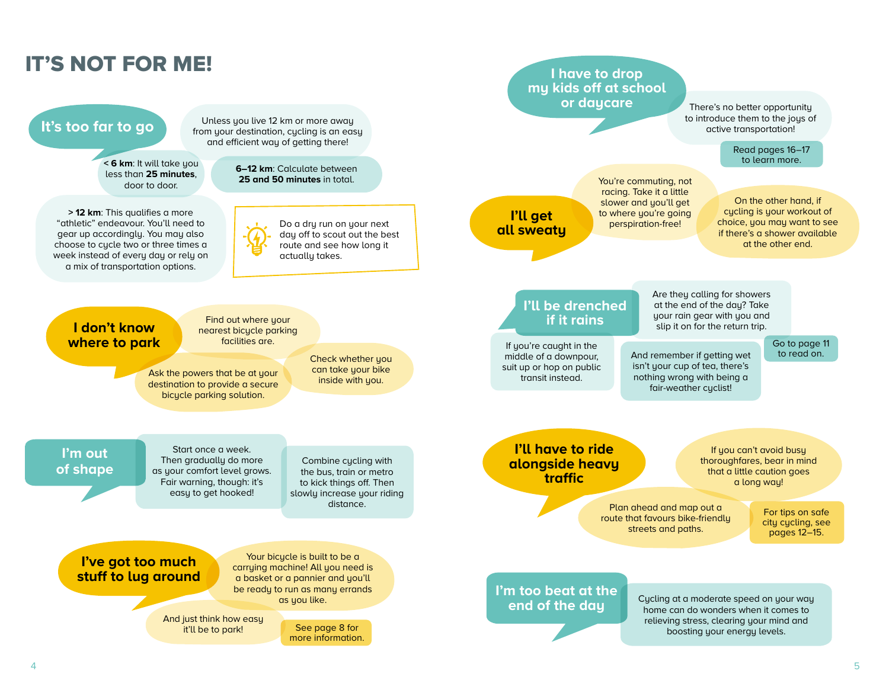# IT'S NOT FOR ME!

## It's too far to go

Unless you live 12 km or more away from your destination, cycling is an easy and efficient way of getting there!

**< 6 km**: It will take you less than **25 minutes**, door to door.

**6–12 km**: Calculate between **25 and 50 minutes** in total.

**> 12 km**: This qualifies a more "athletic" endeavour. You'll need to gear up accordingly. You may also choose to cycle two or three times a week instead of every day or rely on a mix of transportation options.

Do a dry run on your next day off to scout out the best route and see how long it actually takes.

## I don't know where to park

Find out where your nearest bicycle parking facilities are.

Ask the powers that be at your destination to provide a secure bicycle parking solution.

Check whether you can take your bike inside with you.

## I'm out of shape

Start once a week. Then gradually do more as your comfort level grows. Fair warning, though: it's easy to get hooked!

Combine cycling with the bus, train or metro to kick things off. Then slowly increase your riding distance.

## I've got too much stuff to lug around

Your bicycle is built to be a carrying machine! All you need is a basket or a pannier and you'll be ready to run as many errands as you like.

And just think how easy it'll be to park!

See page 8 for more information.

## I have to drop my kids off at school or daycare

There's no better opportunity to introduce them to the joys of active transportation!

Read pages 16–17 to learn more.

## I'll get all sweaty

You're commuting, not racing. Take it a little slower and you'll get to where you're going perspiration-free!

On the other hand, if cycling is your workout of choice, you may want to see if there's a shower available at the other end.

## I'll be drenched if it rains

Are they calling for showers at the end of the day? Take your rain gear with you and slip it on for the return trip.

If you're caught in the middle of a downpour, suit up or hop on public transit instead.

And remember if getting wet isn't your cup of tea, there's nothing wrong with being a fair-weather cyclist!

Go to page 11 to read on.

## I'll have to ride alongside heavy traffic

If you can't avoid busy thoroughfares, bear in mind that a little caution goes a long way!

Plan ahead and map out a route that favours bike-friendly streets and paths.

For tips on safe city cycling, see pages 12–15.

## I'm too beat at the end of the day

Cycling at a moderate speed on your way home can do wonders when it comes to relieving stress, clearing your mind and boosting your energy levels.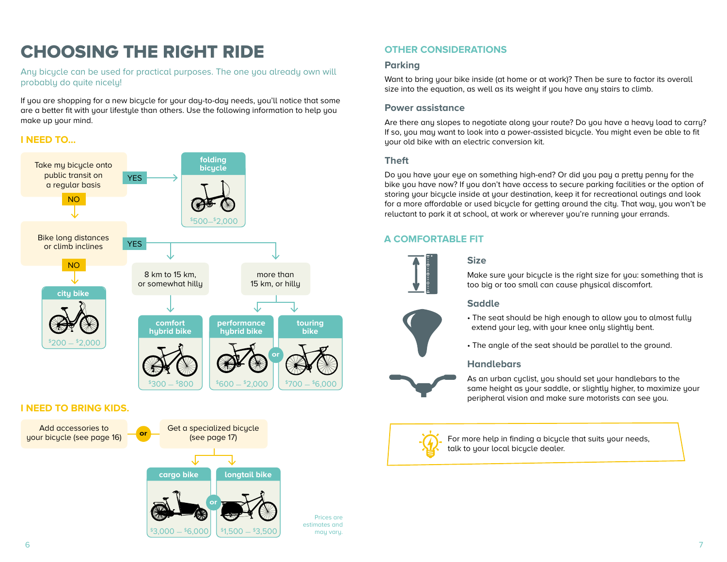# CHOOSING THE RIGHT RIDE

Any bicycle can be used for practical purposes. The one you already own will probably do quite nicely!

If you are shopping for a new bicycle for your day-to-day needs, you'll notice that some are a better fit with your lifestyle than others. Use the following information to help you make up your mind.

## I NEED TO...

Take my bicycle onto public transit on a regular basis

- YES → **folding bicycle** ($500–$2,000)
- NO ↓

Bike long distances or climb inclines

- NO → **city bike** ($200 – $2,000)
- YES →
  - 8 km to 15 km, or somewhat hilly → **comfort hybrid bike** ($300 – $800)
  - more than 15 km, or hilly → **performance hybrid bike** ($600 – $2,000) or **touring bike** ($700 – $6,000)

## I NEED TO BRING KIDS.

Add accessories to your bicycle (see page 16) **or** Get a specialized bicycle (see page 17)

- **cargo bike** ($3,000 – $6,000) **or** **longtail bike** ($1,500 – $3,500)

Prices are estimates and may vary.

## OTHER CONSIDERATIONS

### Parking

Want to bring your bike inside (at home or at work)? Then be sure to factor its overall size into the equation, as well as its weight if you have any stairs to climb.

### Power assistance

Are there any slopes to negotiate along your route? Do you have a heavy load to carry? If so, you may want to look into a power-assisted bicycle. You might even be able to fit your old bike with an electric conversion kit.

### Theft

Do you have your eye on something high-end? Or did you pay a pretty penny for the bike you have now? If you don't have access to secure parking facilities or the option of storing your bicycle inside at your destination, keep it for recreational outings and look for a more affordable or used bicycle for getting around the city. That way, you won't be reluctant to park it at school, at work or wherever you're running your errands.

## A COMFORTABLE FIT

### Size

Make sure your bicycle is the right size for you: something that is too big or too small can cause physical discomfort.

### Saddle

- The seat should be high enough to allow you to almost fully extend your leg, with your knee only slightly bent.
- The angle of the seat should be parallel to the ground.

### Handlebars

As an urban cyclist, you should set your handlebars to the same height as your saddle, or slightly higher, to maximize your peripheral vision and make sure motorists can see you.

For more help in finding a bicycle that suits your needs, talk to your local bicycle dealer.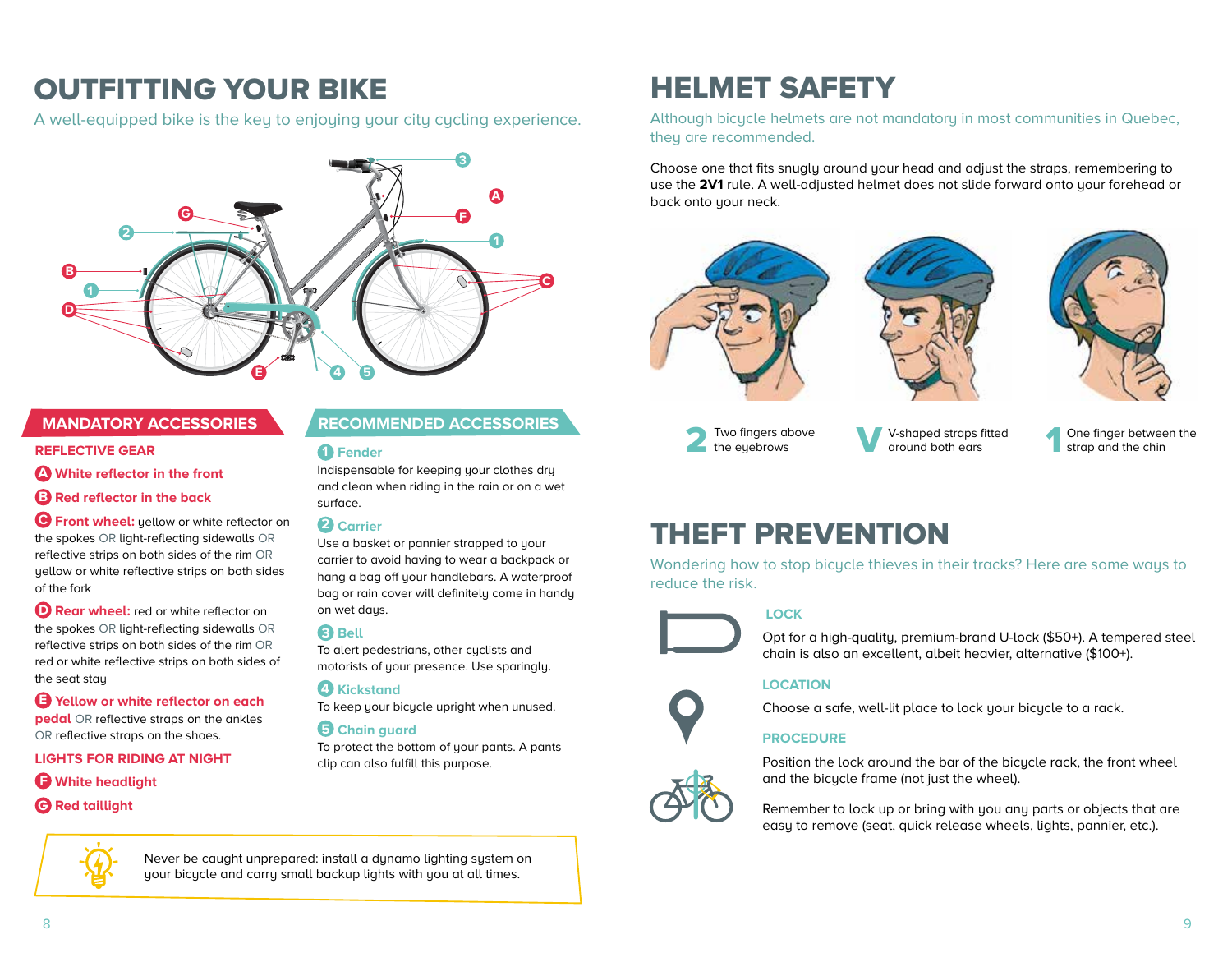# OUTFITTING YOUR BIKE

A well-equipped bike is the key to enjoying your city cycling experience.

## MANDATORY ACCESSORIES

### REFLECTIVE GEAR

**A White reflector in the front**

**B Red reflector in the back**

**C Front wheel:** yellow or white reflector on the spokes OR light-reflecting sidewalls OR reflective strips on both sides of the rim OR yellow or white reflective strips on both sides of the fork

**D Rear wheel:** red or white reflector on the spokes OR light-reflecting sidewalls OR reflective strips on both sides of the rim OR red or white reflective strips on both sides of the seat stay

**E Yellow or white reflector on each pedal** OR reflective straps on the ankles OR reflective straps on the shoes.

### LIGHTS FOR RIDING AT NIGHT

**F White headlight**

**G Red taillight**

## RECOMMENDED ACCESSORIES

**1 Fender**
Indispensable for keeping your clothes dry and clean when riding in the rain or on a wet surface.

**2 Carrier**
Use a basket or pannier strapped to your carrier to avoid having to wear a backpack or hang a bag off your handlebars. A waterproof bag or rain cover will definitely come in handy on wet days.

**3 Bell**
To alert pedestrians, other cyclists and motorists of your presence. Use sparingly.

**4 Kickstand**
To keep your bicycle upright when unused.

**5 Chain guard**
To protect the bottom of your pants. A pants clip can also fulfill this purpose.

Never be caught unprepared: install a dynamo lighting system on your bicycle and carry small backup lights with you at all times.

# HELMET SAFETY

Although bicycle helmets are not mandatory in most communities in Quebec, they are recommended.

Choose one that fits snugly around your head and adjust the straps, remembering to use the **2V1** rule. A well-adjusted helmet does not slide forward onto your forehead or back onto your neck.

**2** Two fingers above the eyebrows

**V** V-shaped straps fitted around both ears

**1** One finger between the strap and the chin

# THEFT PREVENTION

Wondering how to stop bicycle thieves in their tracks? Here are some ways to reduce the risk.

### LOCK

Opt for a high-quality, premium-brand U-lock ($50+). A tempered steel chain is also an excellent, albeit heavier, alternative ($100+).

### LOCATION

Choose a safe, well-lit place to lock your bicycle to a rack.

### PROCEDURE

Position the lock around the bar of the bicycle rack, the front wheel and the bicycle frame (not just the wheel).

Remember to lock up or bring with you any parts or objects that are easy to remove (seat, quick release wheels, lights, pannier, etc.).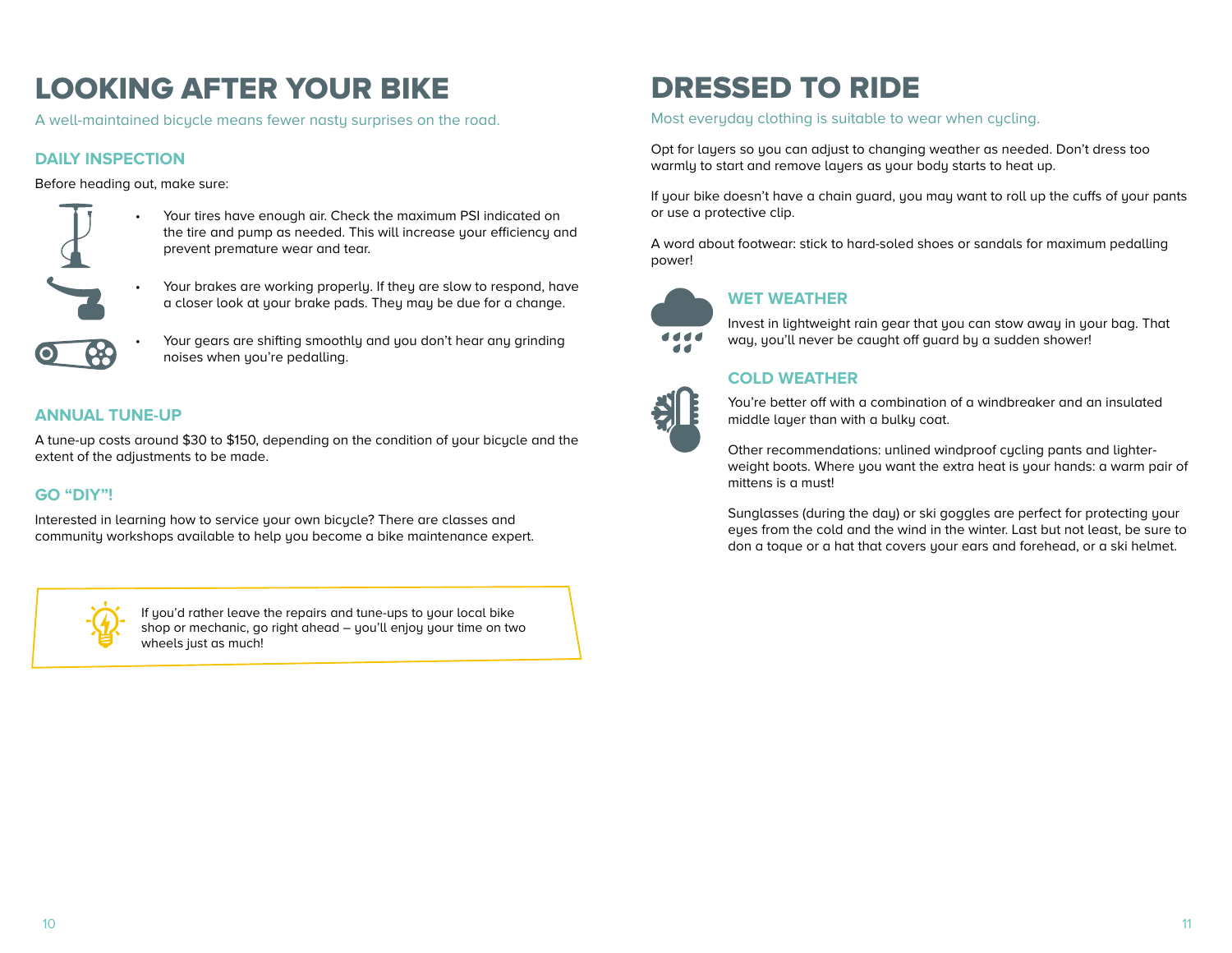# LOOKING AFTER YOUR BIKE

A well-maintained bicycle means fewer nasty surprises on the road.

## DAILY INSPECTION

Before heading out, make sure:

- Your tires have enough air. Check the maximum PSI indicated on the tire and pump as needed. This will increase your efficiency and prevent premature wear and tear.
- Your brakes are working properly. If they are slow to respond, have a closer look at your brake pads. They may be due for a change.
- Your gears are shifting smoothly and you don't hear any grinding noises when you're pedalling.

## ANNUAL TUNE-UP

A tune-up costs around $30 to $150, depending on the condition of your bicycle and the extent of the adjustments to be made.

## GO "DIY"!

Interested in learning how to service your own bicycle? There are classes and community workshops available to help you become a bike maintenance expert.

> If you'd rather leave the repairs and tune-ups to your local bike shop or mechanic, go right ahead – you'll enjoy your time on two wheels just as much!

# DRESSED TO RIDE

Most everyday clothing is suitable to wear when cycling.

Opt for layers so you can adjust to changing weather as needed. Don't dress too warmly to start and remove layers as your body starts to heat up.

If your bike doesn't have a chain guard, you may want to roll up the cuffs of your pants or use a protective clip.

A word about footwear: stick to hard-soled shoes or sandals for maximum pedalling power!

## WET WEATHER

Invest in lightweight rain gear that you can stow away in your bag. That way, you'll never be caught off guard by a sudden shower!

## COLD WEATHER

You're better off with a combination of a windbreaker and an insulated middle layer than with a bulky coat.

Other recommendations: unlined windproof cycling pants and lighter-weight boots. Where you want the extra heat is your hands: a warm pair of mittens is a must!

Sunglasses (during the day) or ski goggles are perfect for protecting your eyes from the cold and the wind in the winter. Last but not least, be sure to don a toque or a hat that covers your ears and forehead, or a ski helmet.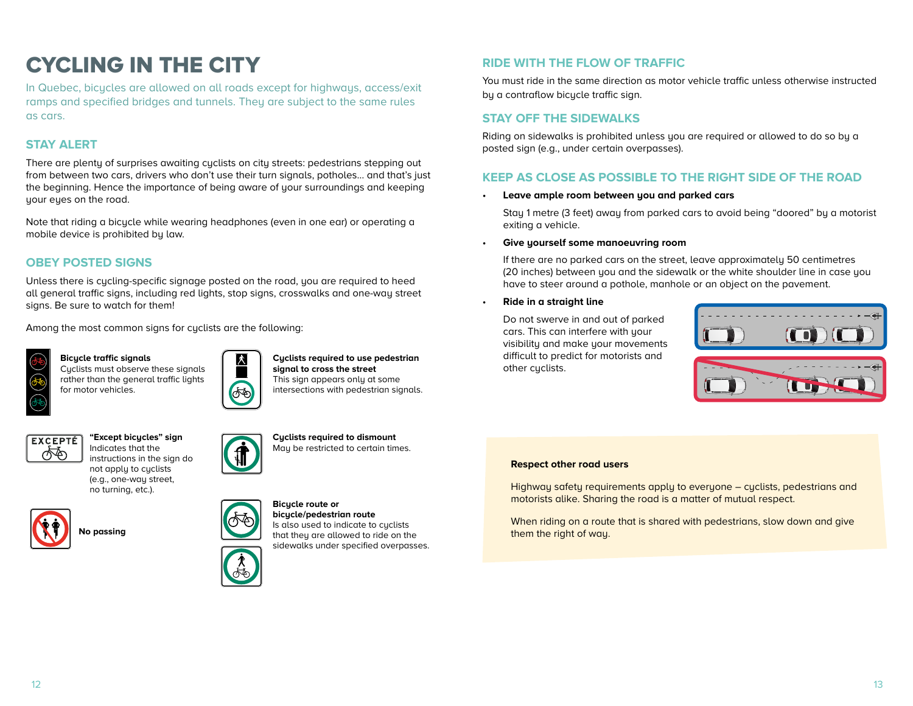# CYCLING IN THE CITY

In Quebec, bicycles are allowed on all roads except for highways, access/exit ramps and specified bridges and tunnels. They are subject to the same rules as cars.

## STAY ALERT

There are plenty of surprises awaiting cyclists on city streets: pedestrians stepping out from between two cars, drivers who don't use their turn signals, potholes... and that's just the beginning. Hence the importance of being aware of your surroundings and keeping your eyes on the road.

Note that riding a bicycle while wearing headphones (even in one ear) or operating a mobile device is prohibited by law.

## OBEY POSTED SIGNS

Unless there is cycling-specific signage posted on the road, you are required to heed all general traffic signs, including red lights, stop signs, crosswalks and one-way street signs. Be sure to watch for them!

Among the most common signs for cyclists are the following:

**Bicycle traffic signals**
Cyclists must observe these signals rather than the general traffic lights for motor vehicles.

EXCEPTÉ

**"Except bicycles" sign**
Indicates that the instructions in the sign do not apply to cyclists (e.g., one-way street, no turning, etc.).

**No passing**

**Cyclists required to use pedestrian signal to cross the street**
This sign appears only at some intersections with pedestrian signals.

**Cyclists required to dismount**
May be restricted to certain times.

**Bicycle route or bicycle/pedestrian route**
Is also used to indicate to cyclists that they are allowed to ride on the sidewalks under specified overpasses.

## RIDE WITH THE FLOW OF TRAFFIC

You must ride in the same direction as motor vehicle traffic unless otherwise instructed by a contraflow bicycle traffic sign.

## STAY OFF THE SIDEWALKS

Riding on sidewalks is prohibited unless you are required or allowed to do so by a posted sign (e.g., under certain overpasses).

## KEEP AS CLOSE AS POSSIBLE TO THE RIGHT SIDE OF THE ROAD

- **Leave ample room between you and parked cars**

  Stay 1 metre (3 feet) away from parked cars to avoid being "doored" by a motorist exiting a vehicle.

- **Give yourself some manoeuvring room**

  If there are no parked cars on the street, leave approximately 50 centimetres (20 inches) between you and the sidewalk or the white shoulder line in case you have to steer around a pothole, manhole or an object on the pavement.

- **Ride in a straight line**

  Do not swerve in and out of parked cars. This can interfere with your visibility and make your movements difficult to predict for motorists and other cyclists.

**Respect other road users**

Highway safety requirements apply to everyone – cyclists, pedestrians and motorists alike. Sharing the road is a matter of mutual respect.

When riding on a route that is shared with pedestrians, slow down and give them the right of way.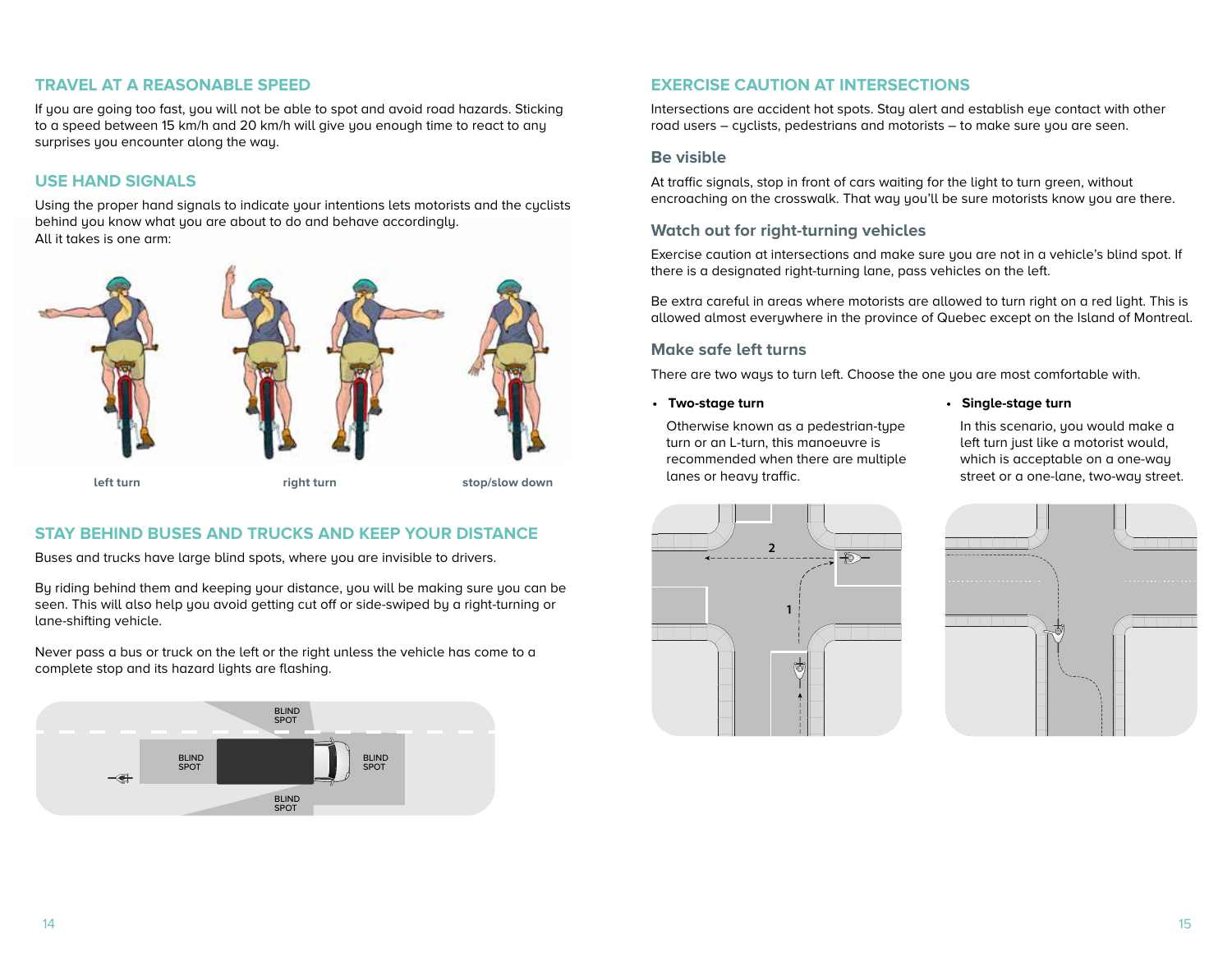## TRAVEL AT A REASONABLE SPEED

If you are going too fast, you will not be able to spot and avoid road hazards. Sticking to a speed between 15 km/h and 20 km/h will give you enough time to react to any surprises you encounter along the way.

## USE HAND SIGNALS

Using the proper hand signals to indicate your intentions lets motorists and the cyclists behind you know what you are about to do and behave accordingly.
All it takes is one arm:

left turn

right turn

stop/slow down

## STAY BEHIND BUSES AND TRUCKS AND KEEP YOUR DISTANCE

Buses and trucks have large blind spots, where you are invisible to drivers.

By riding behind them and keeping your distance, you will be making sure you can be seen. This will also help you avoid getting cut off or side-swiped by a right-turning or lane-shifting vehicle.

Never pass a bus or truck on the left or the right unless the vehicle has come to a complete stop and its hazard lights are flashing.

BLIND SPOT

BLIND SPOT

BLIND SPOT

BLIND SPOT

## EXERCISE CAUTION AT INTERSECTIONS

Intersections are accident hot spots. Stay alert and establish eye contact with other road users – cyclists, pedestrians and motorists – to make sure you are seen.

### Be visible

At traffic signals, stop in front of cars waiting for the light to turn green, without encroaching on the crosswalk. That way you'll be sure motorists know you are there.

### Watch out for right-turning vehicles

Exercise caution at intersections and make sure you are not in a vehicle's blind spot. If there is a designated right-turning lane, pass vehicles on the left.

Be extra careful in areas where motorists are allowed to turn right on a red light. This is allowed almost everywhere in the province of Quebec except on the Island of Montreal.

### Make safe left turns

There are two ways to turn left. Choose the one you are most comfortable with.

- **Two-stage turn**

  Otherwise known as a pedestrian-type turn or an L-turn, this manoeuvre is recommended when there are multiple lanes or heavy traffic.

- **Single-stage turn**

  In this scenario, you would make a left turn just like a motorist would, which is acceptable on a one-way street or a one-lane, two-way street.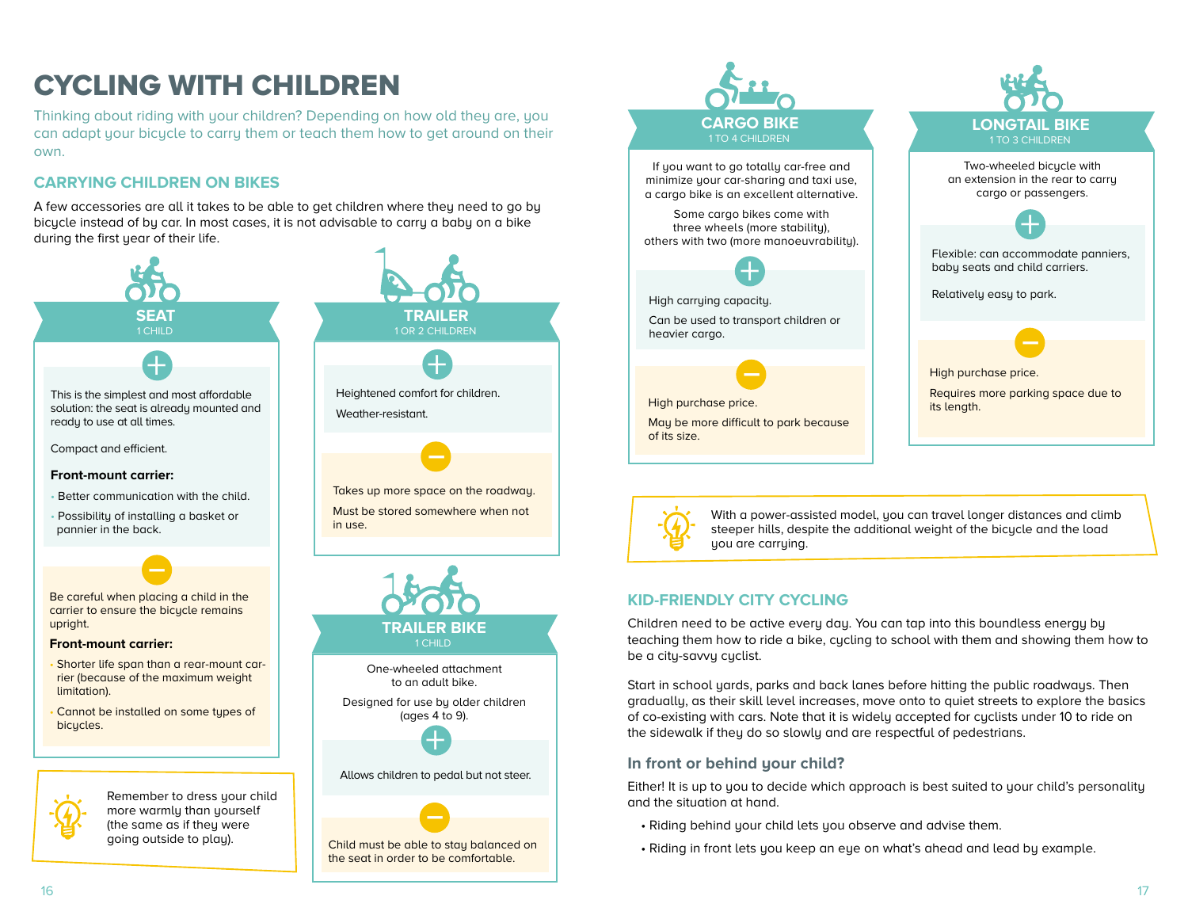# CYCLING WITH CHILDREN

Thinking about riding with your children? Depending on how old they are, you can adapt your bicycle to carry them or teach them how to get around on their own.

## CARRYING CHILDREN ON BIKES

A few accessories are all it takes to be able to get children where they need to go by bicycle instead of by car. In most cases, it is not advisable to carry a baby on a bike during the first year of their life.

### SEAT
1 CHILD

**+**

This is the simplest and most affordable solution: the seat is already mounted and ready to use at all times.

Compact and efficient.

**Front-mount carrier:**

- Better communication with the child.
- Possibility of installing a basket or pannier in the back.

**−**

Be careful when placing a child in the carrier to ensure the bicycle remains upright.

**Front-mount carrier:**

- Shorter life span than a rear-mount carrier (because of the maximum weight limitation).
- Cannot be installed on some types of bicycles.

> Remember to dress your child more warmly than yourself (the same as if they were going outside to play).

### TRAILER
1 OR 2 CHILDREN

**+**

Heightened comfort for children.

Weather-resistant.

**−**

Takes up more space on the roadway.

Must be stored somewhere when not in use.

### TRAILER BIKE
1 CHILD

One-wheeled attachment to an adult bike.

Designed for use by older children (ages 4 to 9).

**+**

Allows children to pedal but not steer.

**−**

Child must be able to stay balanced on the seat in order to be comfortable.

### CARGO BIKE
1 TO 4 CHILDREN

If you want to go totally car-free and minimize your car-sharing and taxi use, a cargo bike is an excellent alternative.

Some cargo bikes come with three wheels (more stability), others with two (more manoeuvrability).

**+**

High carrying capacity.

Can be used to transport children or heavier cargo.

**−**

High purchase price.

May be more difficult to park because of its size.

### LONGTAIL BIKE
1 TO 3 CHILDREN

Two-wheeled bicycle with an extension in the rear to carry cargo or passengers.

**+**

Flexible: can accommodate panniers, baby seats and child carriers.

Relatively easy to park.

**−**

High purchase price.

Requires more parking space due to its length.

> With a power-assisted model, you can travel longer distances and climb steeper hills, despite the additional weight of the bicycle and the load you are carrying.

## KID-FRIENDLY CITY CYCLING

Children need to be active every day. You can tap into this boundless energy by teaching them how to ride a bike, cycling to school with them and showing them how to be a city-savvy cyclist.

Start in school yards, parks and back lanes before hitting the public roadways. Then gradually, as their skill level increases, move onto to quiet streets to explore the basics of co-existing with cars. Note that it is widely accepted for cyclists under 10 to ride on the sidewalk if they do so slowly and are respectful of pedestrians.

### In front or behind your child?

Either! It is up to you to decide which approach is best suited to your child's personality and the situation at hand.

- Riding behind your child lets you observe and advise them.
- Riding in front lets you keep an eye on what's ahead and lead by example.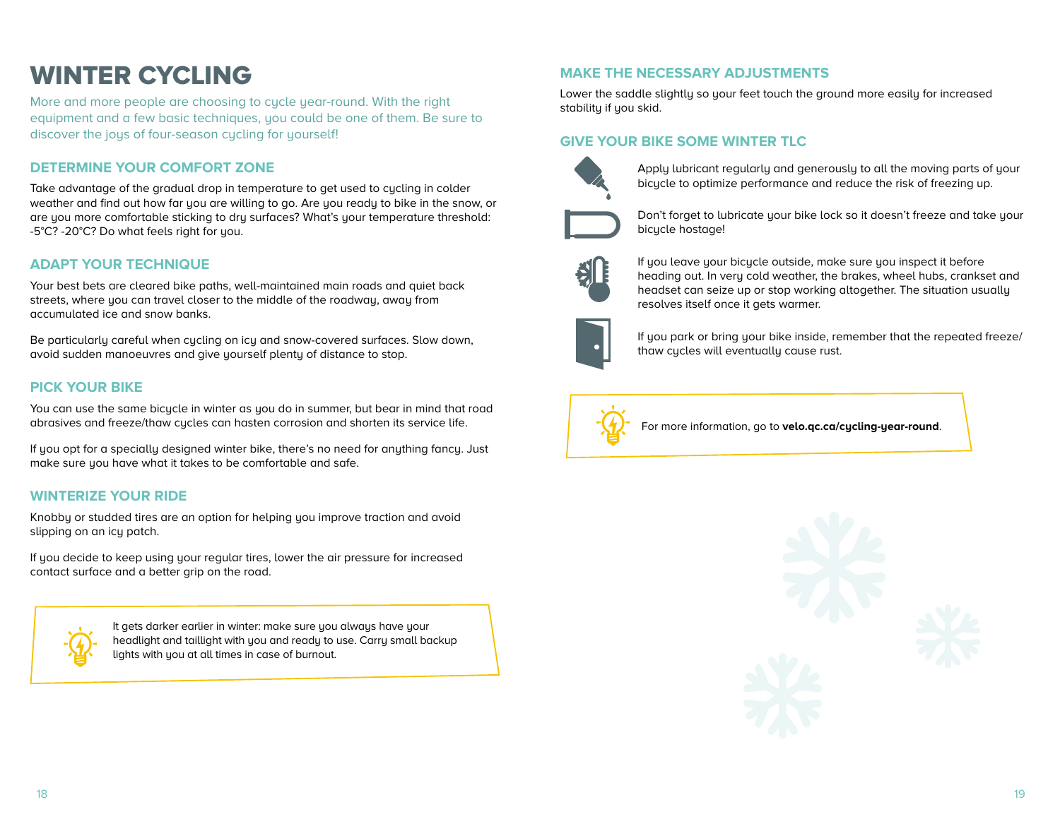# WINTER CYCLING

More and more people are choosing to cycle year-round. With the right equipment and a few basic techniques, you could be one of them. Be sure to discover the joys of four-season cycling for yourself!

## DETERMINE YOUR COMFORT ZONE

Take advantage of the gradual drop in temperature to get used to cycling in colder weather and find out how far you are willing to go. Are you ready to bike in the snow, or are you more comfortable sticking to dry surfaces? What's your temperature threshold: -5°C? -20°C? Do what feels right for you.

## ADAPT YOUR TECHNIQUE

Your best bets are cleared bike paths, well-maintained main roads and quiet back streets, where you can travel closer to the middle of the roadway, away from accumulated ice and snow banks.

Be particularly careful when cycling on icy and snow-covered surfaces. Slow down, avoid sudden manoeuvres and give yourself plenty of distance to stop.

## PICK YOUR BIKE

You can use the same bicycle in winter as you do in summer, but bear in mind that road abrasives and freeze/thaw cycles can hasten corrosion and shorten its service life.

If you opt for a specially designed winter bike, there's no need for anything fancy. Just make sure you have what it takes to be comfortable and safe.

## WINTERIZE YOUR RIDE

Knobby or studded tires are an option for helping you improve traction and avoid slipping on an icy patch.

If you decide to keep using your regular tires, lower the air pressure for increased contact surface and a better grip on the road.

> It gets darker earlier in winter: make sure you always have your headlight and taillight with you and ready to use. Carry small backup lights with you at all times in case of burnout.

## MAKE THE NECESSARY ADJUSTMENTS

Lower the saddle slightly so your feet touch the ground more easily for increased stability if you skid.

## GIVE YOUR BIKE SOME WINTER TLC

- Apply lubricant regularly and generously to all the moving parts of your bicycle to optimize performance and reduce the risk of freezing up.
- Don't forget to lubricate your bike lock so it doesn't freeze and take your bicycle hostage!
- If you leave your bicycle outside, make sure you inspect it before heading out. In very cold weather, the brakes, wheel hubs, crankset and headset can seize up or stop working altogether. The situation usually resolves itself once it gets warmer.
- If you park or bring your bike inside, remember that the repeated freeze/thaw cycles will eventually cause rust.

> For more information, go to **velo.qc.ca/cycling-year-round**.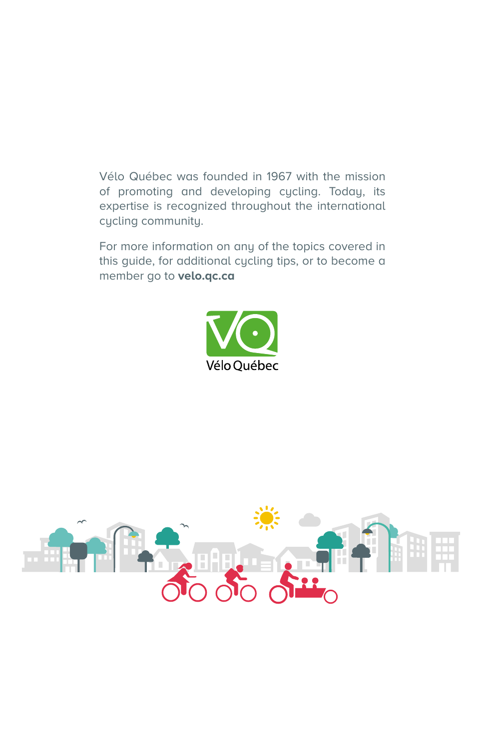Vélo Québec was founded in 1967 with the mission of promoting and developing cycling. Today, its expertise is recognized throughout the international cycling community.

For more information on any of the topics covered in this guide, for additional cycling tips, or to become a member go to **velo.qc.ca**

Vélo Québec